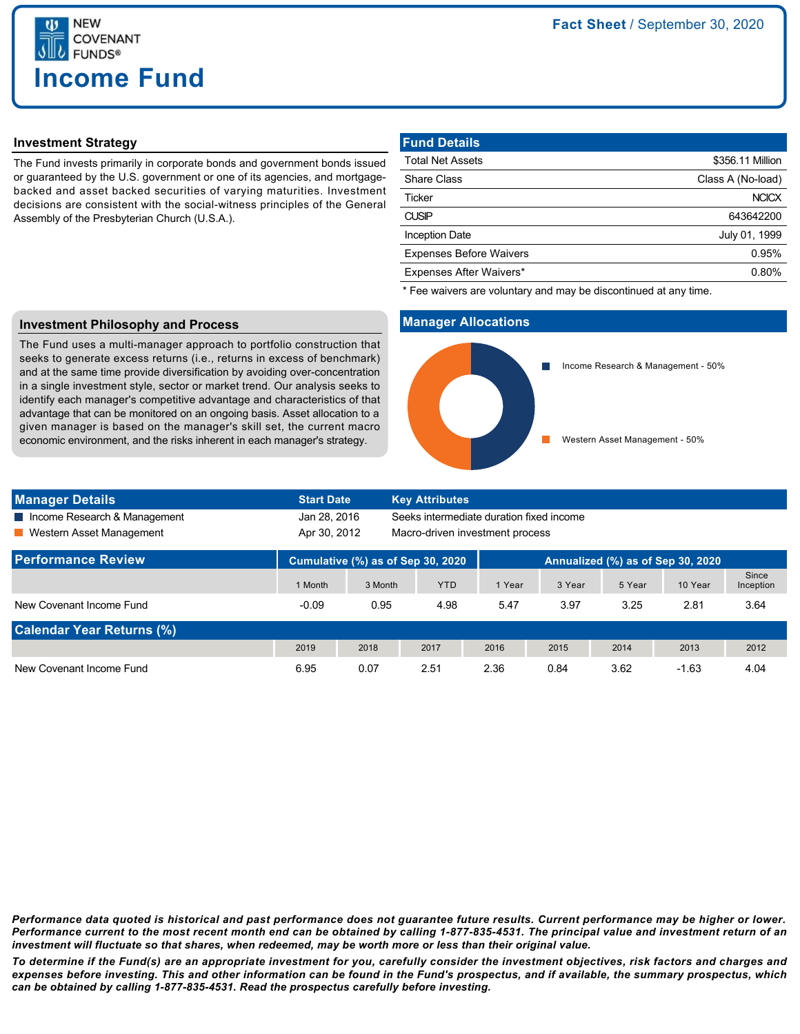NEW COVENANT FUNDS®

# Income Fund

**Fact Sheet** / September 30, 2020

## Investment Strategy

The Fund invests primarily in corporate bonds and government bonds issued or guaranteed by the U.S. government or one of its agencies, and mortgage-backed and asset backed securities of varying maturities. Investment decisions are consistent with the social-witness principles of the General Assembly of the Presbyterian Church (U.S.A.).

## Fund Details

| | |
|---|---|
| Total Net Assets | $356.11 Million |
| Share Class | Class A (No-load) |
| Ticker | NCICX |
| CUSIP | 643642200 |
| Inception Date | July 01, 1999 |
| Expenses Before Waivers | 0.95% |
| Expenses After Waivers* | 0.80% |

* Fee waivers are voluntary and may be discontinued at any time.

## Investment Philosophy and Process

The Fund uses a multi-manager approach to portfolio construction that seeks to generate excess returns (i.e., returns in excess of benchmark) and at the same time provide diversification by avoiding over-concentration in a single investment style, sector or market trend. Our analysis seeks to identify each manager's competitive advantage and characteristics of that advantage that can be monitored on an ongoing basis. Asset allocation to a given manager is based on the manager's skill set, the current macro economic environment, and the risks inherent in each manager's strategy.

## Manager Allocations

Income Research & Management - 50%

Western Asset Management - 50%

## Manager Details

| Manager Details | Start Date | Key Attributes |
|---|---|---|
| Income Research & Management | Jan 28, 2016 | Seeks intermediate duration fixed income |
| Western Asset Management | Apr 30, 2012 | Macro-driven investment process |

## Performance Review

| Performance Review | Cumulative (%) as of Sep 30, 2020 | | | Annualized (%) as of Sep 30, 2020 | | | | |
|---|---|---|---|---|---|---|---|---|
| | 1 Month | 3 Month | YTD | 1 Year | 3 Year | 5 Year | 10 Year | Since Inception |
| New Covenant Income Fund | -0.09 | 0.95 | 4.98 | 5.47 | 3.97 | 3.25 | 2.81 | 3.64 |

## Calendar Year Returns (%)

| | 2019 | 2018 | 2017 | 2016 | 2015 | 2014 | 2013 | 2012 |
|---|---|---|---|---|---|---|---|---|
| New Covenant Income Fund | 6.95 | 0.07 | 2.51 | 2.36 | 0.84 | 3.62 | -1.63 | 4.04 |

***Performance data quoted is historical and past performance does not guarantee future results. Current performance may be higher or lower. Performance current to the most recent month end can be obtained by calling 1-877-835-4531. The principal value and investment return of an investment will fluctuate so that shares, when redeemed, may be worth more or less than their original value.***

***To determine if the Fund(s) are an appropriate investment for you, carefully consider the investment objectives, risk factors and charges and expenses before investing. This and other information can be found in the Fund's prospectus, and if available, the summary prospectus, which can be obtained by calling 1-877-835-4531. Read the prospectus carefully before investing.***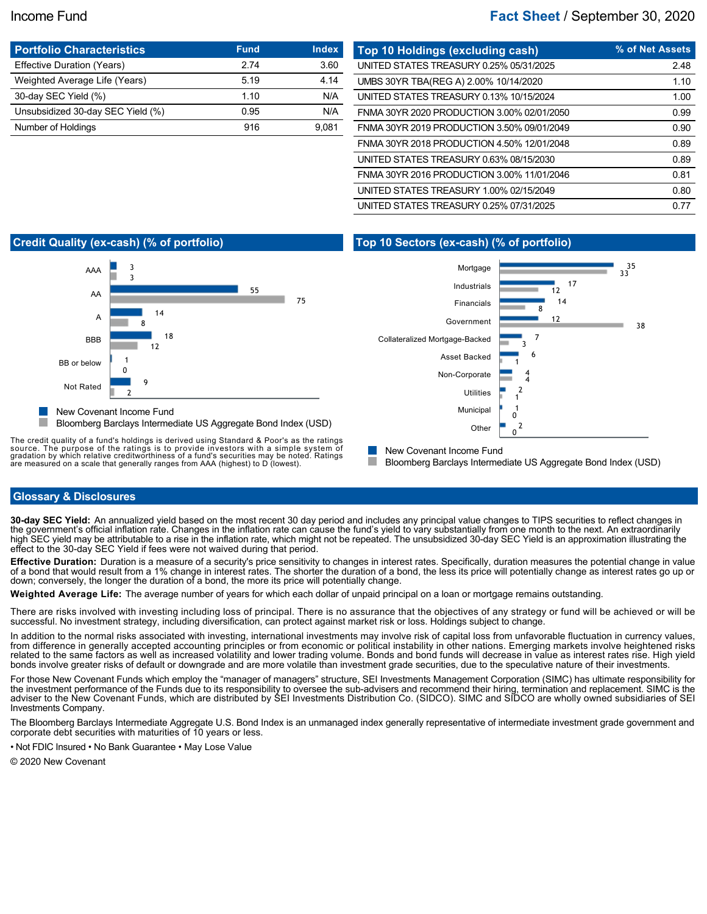Income Fund

**Fact Sheet** / September 30, 2020

## Portfolio Characteristics

| Portfolio Characteristics | Fund | Index |
|---|---|---|
| Effective Duration (Years) | 2.74 | 3.60 |
| Weighted Average Life (Years) | 5.19 | 4.14 |
| 30-day SEC Yield (%) | 1.10 | N/A |
| Unsubsidized 30-day SEC Yield (%) | 0.95 | N/A |
| Number of Holdings | 916 | 9,081 |

## Top 10 Holdings (excluding cash)

| Top 10 Holdings (excluding cash) | % of Net Assets |
|---|---|
| UNITED STATES TREASURY 0.25% 05/31/2025 | 2.48 |
| UMBS 30YR TBA(REG A) 2.00% 10/14/2020 | 1.10 |
| UNITED STATES TREASURY 0.13% 10/15/2024 | 1.00 |
| FNMA 30YR 2020 PRODUCTION 3.00% 02/01/2050 | 0.99 |
| FNMA 30YR 2019 PRODUCTION 3.50% 09/01/2049 | 0.90 |
| FNMA 30YR 2018 PRODUCTION 4.50% 12/01/2048 | 0.89 |
| UNITED STATES TREASURY 0.63% 08/15/2030 | 0.89 |
| FNMA 30YR 2016 PRODUCTION 3.00% 11/01/2046 | 0.81 |
| UNITED STATES TREASURY 1.00% 02/15/2049 | 0.80 |
| UNITED STATES TREASURY 0.25% 07/31/2025 | 0.77 |

## Credit Quality (ex-cash) (% of portfolio)

AAA 3 3
AA 55 75
A 14 8
BBB 18 12
BB or below 1 0
Not Rated 9 2

New Covenant Income Fund
Bloomberg Barclays Intermediate US Aggregate Bond Index (USD)

The credit quality of a fund's holdings is derived using Standard & Poor's as the ratings source. The purpose of the ratings is to provide investors with a simple system of gradation by which relative creditworthiness of a fund's securities may be noted. Ratings are measured on a scale that generally ranges from AAA (highest) to D (lowest).

## Top 10 Sectors (ex-cash) (% of portfolio)

Mortgage 35 33
Industrials 17 12
Financials 14 8
Government 12 38
Collateralized Mortgage-Backed 7 3
Asset Backed 6 1
Non-Corporate 4 4
Utilities 2 1
Municipal 1 0
Other 2 0

New Covenant Income Fund
Bloomberg Barclays Intermediate US Aggregate Bond Index (USD)

## Glossary & Disclosures

**30-day SEC Yield:** An annualized yield based on the most recent 30 day period and includes any principal value changes to TIPS securities to reflect changes in the government's official inflation rate. Changes in the inflation rate can cause the fund's yield to vary substantially from one month to the next. An extraordinarily high SEC yield may be attributable to a rise in the inflation rate, which might not be repeated. The unsubsidized 30-day SEC Yield is an approximation illustrating the effect to the 30-day SEC Yield if fees were not waived during that period.

**Effective Duration:** Duration is a measure of a security's price sensitivity to changes in interest rates. Specifically, duration measures the potential change in value of a bond that would result from a 1% change in interest rates. The shorter the duration of a bond, the less its price will potentially change as interest rates go up or down; conversely, the longer the duration of a bond, the more its price will potentially change.

**Weighted Average Life:** The average number of years for which each dollar of unpaid principal on a loan or mortgage remains outstanding.

There are risks involved with investing including loss of principal. There is no assurance that the objectives of any strategy or fund will be achieved or will be successful. No investment strategy, including diversification, can protect against market risk or loss. Holdings subject to change.

In addition to the normal risks associated with investing, international investments may involve risk of capital loss from unfavorable fluctuation in currency values, from difference in generally accepted accounting principles or from economic or political instability in other nations. Emerging markets involve heightened risks related to the same factors as well as increased volatility and lower trading volume. Bonds and bond funds will decrease in value as interest rates rise. High yield bonds involve greater risks of default or downgrade and are more volatile than investment grade securities, due to the speculative nature of their investments.

For those New Covenant Funds which employ the "manager of managers" structure, SEI Investments Management Corporation (SIMC) has ultimate responsibility for the investment performance of the Funds due to its responsibility to oversee the sub-advisers and recommend their hiring, termination and replacement. SIMC is the adviser to the New Covenant Funds, which are distributed by SEI Investments Distribution Co. (SIDCO). SIMC and SIDCO are wholly owned subsidiaries of SEI Investments Company.

The Bloomberg Barclays Intermediate Aggregate U.S. Bond Index is an unmanaged index generally representative of intermediate investment grade government and corporate debt securities with maturities of 10 years or less.

• Not FDIC Insured • No Bank Guarantee • May Lose Value

© 2020 New Covenant